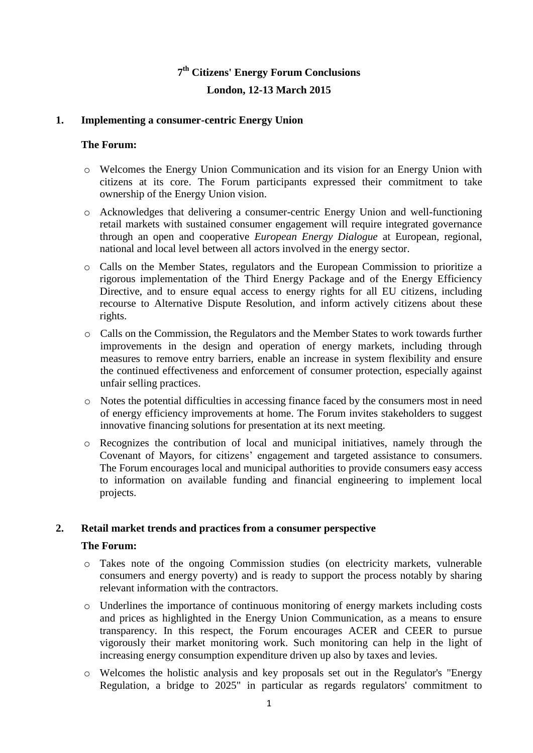# 7th Citizens' Energy Forum Conclusions

## London, 12-13 March 2015

### 1. Implementing a consumer-centric Energy Union

**The Forum:**

- Welcomes the Energy Union Communication and its vision for an Energy Union with citizens at its core. The Forum participants expressed their commitment to take ownership of the Energy Union vision.
- Acknowledges that delivering a consumer-centric Energy Union and well-functioning retail markets with sustained consumer engagement will require integrated governance through an open and cooperative *European Energy Dialogue* at European, regional, national and local level between all actors involved in the energy sector.
- Calls on the Member States, regulators and the European Commission to prioritize a rigorous implementation of the Third Energy Package and of the Energy Efficiency Directive, and to ensure equal access to energy rights for all EU citizens, including recourse to Alternative Dispute Resolution, and inform actively citizens about these rights.
- Calls on the Commission, the Regulators and the Member States to work towards further improvements in the design and operation of energy markets, including through measures to remove entry barriers, enable an increase in system flexibility and ensure the continued effectiveness and enforcement of consumer protection, especially against unfair selling practices.
- Notes the potential difficulties in accessing finance faced by the consumers most in need of energy efficiency improvements at home. The Forum invites stakeholders to suggest innovative financing solutions for presentation at its next meeting.
- Recognizes the contribution of local and municipal initiatives, namely through the Covenant of Mayors, for citizens' engagement and targeted assistance to consumers. The Forum encourages local and municipal authorities to provide consumers easy access to information on available funding and financial engineering to implement local projects.

### 2. Retail market trends and practices from a consumer perspective

**The Forum:**

- Takes note of the ongoing Commission studies (on electricity markets, vulnerable consumers and energy poverty) and is ready to support the process notably by sharing relevant information with the contractors.
- Underlines the importance of continuous monitoring of energy markets including costs and prices as highlighted in the Energy Union Communication, as a means to ensure transparency. In this respect, the Forum encourages ACER and CEER to pursue vigorously their market monitoring work. Such monitoring can help in the light of increasing energy consumption expenditure driven up also by taxes and levies.
- Welcomes the holistic analysis and key proposals set out in the Regulator's "Energy Regulation, a bridge to 2025" in particular as regards regulators' commitment to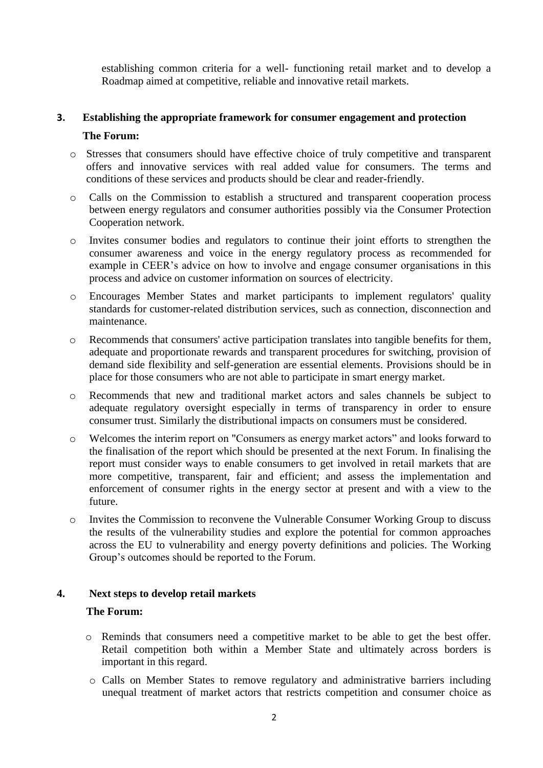establishing common criteria for a well- functioning retail market and to develop a Roadmap aimed at competitive, reliable and innovative retail markets.

## 3. Establishing the appropriate framework for consumer engagement and protection

**The Forum:**

- Stresses that consumers should have effective choice of truly competitive and transparent offers and innovative services with real added value for consumers. The terms and conditions of these services and products should be clear and reader-friendly.
- Calls on the Commission to establish a structured and transparent cooperation process between energy regulators and consumer authorities possibly via the Consumer Protection Cooperation network.
- Invites consumer bodies and regulators to continue their joint efforts to strengthen the consumer awareness and voice in the energy regulatory process as recommended for example in CEER's advice on how to involve and engage consumer organisations in this process and advice on customer information on sources of electricity.
- Encourages Member States and market participants to implement regulators' quality standards for customer-related distribution services, such as connection, disconnection and maintenance.
- Recommends that consumers' active participation translates into tangible benefits for them, adequate and proportionate rewards and transparent procedures for switching, provision of demand side flexibility and self-generation are essential elements. Provisions should be in place for those consumers who are not able to participate in smart energy market.
- Recommends that new and traditional market actors and sales channels be subject to adequate regulatory oversight especially in terms of transparency in order to ensure consumer trust. Similarly the distributional impacts on consumers must be considered.
- Welcomes the interim report on "Consumers as energy market actors" and looks forward to the finalisation of the report which should be presented at the next Forum. In finalising the report must consider ways to enable consumers to get involved in retail markets that are more competitive, transparent, fair and efficient; and assess the implementation and enforcement of consumer rights in the energy sector at present and with a view to the future.
- Invites the Commission to reconvene the Vulnerable Consumer Working Group to discuss the results of the vulnerability studies and explore the potential for common approaches across the EU to vulnerability and energy poverty definitions and policies. The Working Group's outcomes should be reported to the Forum.

## 4. Next steps to develop retail markets

**The Forum:**

- Reminds that consumers need a competitive market to be able to get the best offer. Retail competition both within a Member State and ultimately across borders is important in this regard.
- Calls on Member States to remove regulatory and administrative barriers including unequal treatment of market actors that restricts competition and consumer choice as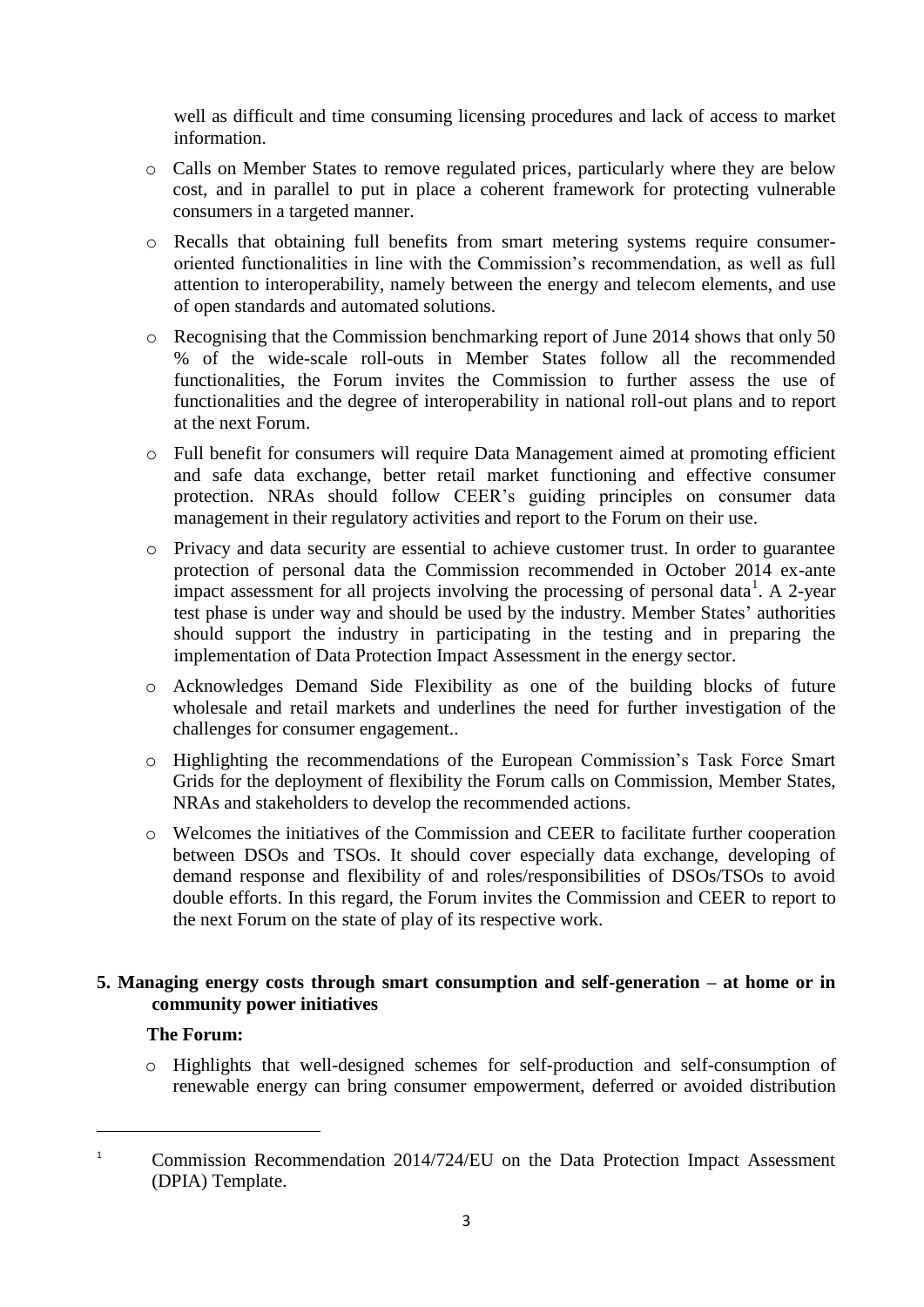well as difficult and time consuming licensing procedures and lack of access to market information.

- Calls on Member States to remove regulated prices, particularly where they are below cost, and in parallel to put in place a coherent framework for protecting vulnerable consumers in a targeted manner.
- Recalls that obtaining full benefits from smart metering systems require consumer-oriented functionalities in line with the Commission's recommendation, as well as full attention to interoperability, namely between the energy and telecom elements, and use of open standards and automated solutions.
- Recognising that the Commission benchmarking report of June 2014 shows that only 50 % of the wide-scale roll-outs in Member States follow all the recommended functionalities, the Forum invites the Commission to further assess the use of functionalities and the degree of interoperability in national roll-out plans and to report at the next Forum.
- Full benefit for consumers will require Data Management aimed at promoting efficient and safe data exchange, better retail market functioning and effective consumer protection. NRAs should follow CEER's guiding principles on consumer data management in their regulatory activities and report to the Forum on their use.
- Privacy and data security are essential to achieve customer trust. In order to guarantee protection of personal data the Commission recommended in October 2014 ex-ante impact assessment for all projects involving the processing of personal data[1]. A 2-year test phase is under way and should be used by the industry. Member States' authorities should support the industry in participating in the testing and in preparing the implementation of Data Protection Impact Assessment in the energy sector.
- Acknowledges Demand Side Flexibility as one of the building blocks of future wholesale and retail markets and underlines the need for further investigation of the challenges for consumer engagement..
- Highlighting the recommendations of the European Commission's Task Force Smart Grids for the deployment of flexibility the Forum calls on Commission, Member States, NRAs and stakeholders to develop the recommended actions.
- Welcomes the initiatives of the Commission and CEER to facilitate further cooperation between DSOs and TSOs. It should cover especially data exchange, developing of demand response and flexibility of and roles/responsibilities of DSOs/TSOs to avoid double efforts. In this regard, the Forum invites the Commission and CEER to report to the next Forum on the state of play of its respective work.

## 5. Managing energy costs through smart consumption and self-generation – at home or in community power initiatives

**The Forum:**

- Highlights that well-designed schemes for self-production and self-consumption of renewable energy can bring consumer empowerment, deferred or avoided distribution

[1] Commission Recommendation 2014/724/EU on the Data Protection Impact Assessment (DPIA) Template.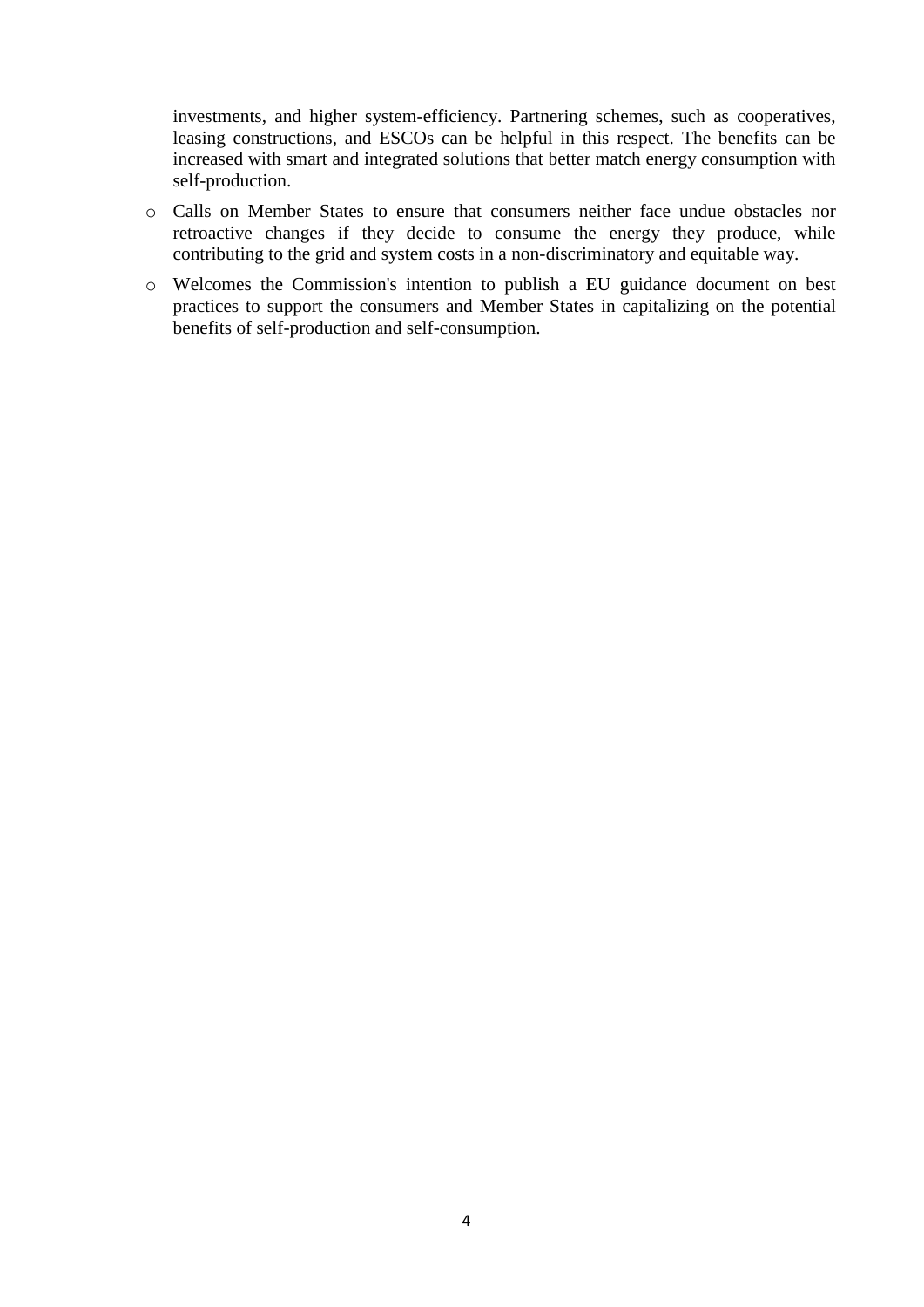investments, and higher system-efficiency. Partnering schemes, such as cooperatives, leasing constructions, and ESCOs can be helpful in this respect. The benefits can be increased with smart and integrated solutions that better match energy consumption with self-production.

- Calls on Member States to ensure that consumers neither face undue obstacles nor retroactive changes if they decide to consume the energy they produce, while contributing to the grid and system costs in a non-discriminatory and equitable way.
- Welcomes the Commission's intention to publish a EU guidance document on best practices to support the consumers and Member States in capitalizing on the potential benefits of self-production and self-consumption.